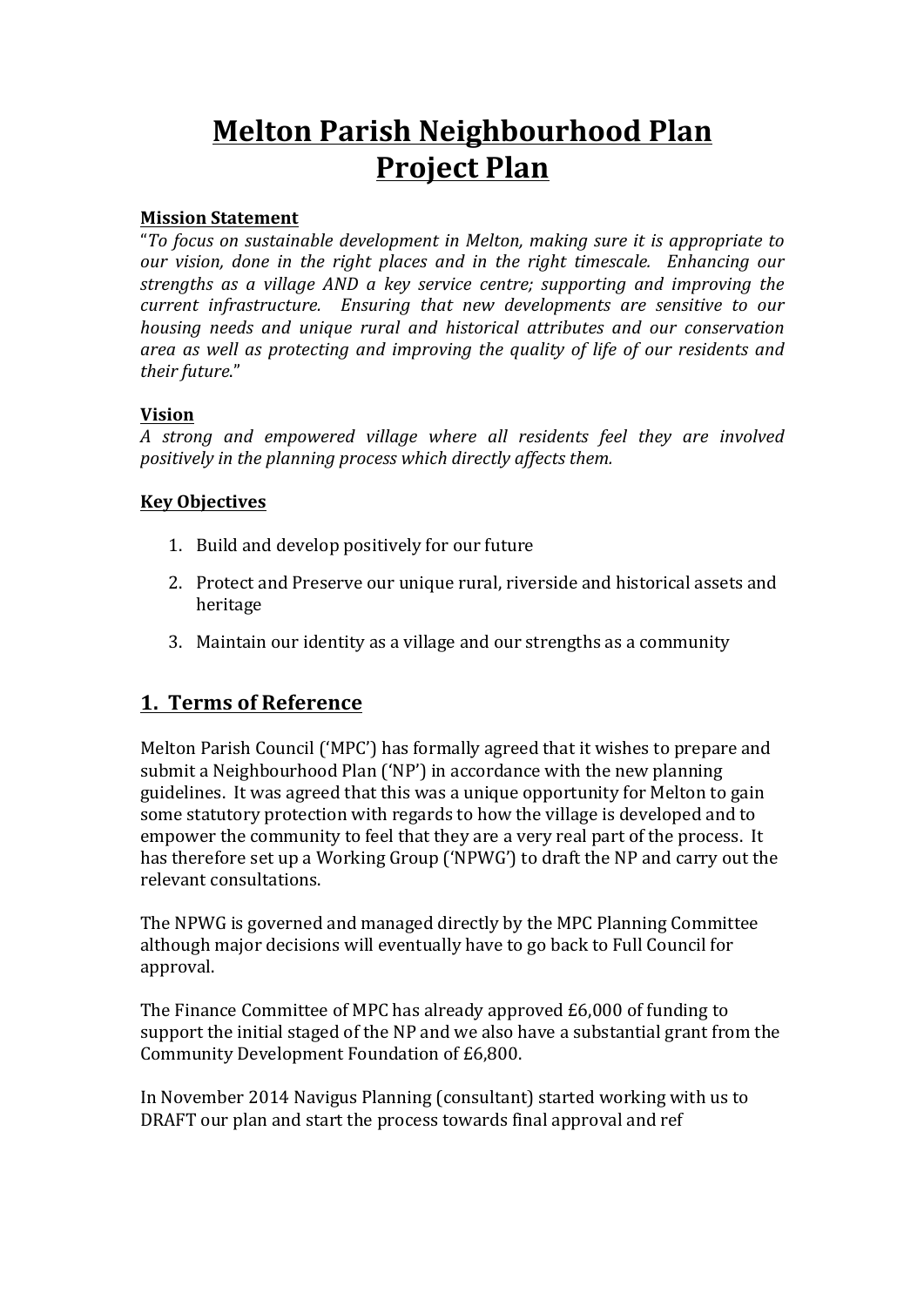# Melton Parish Neighbourhood Plan
# Project Plan

**Mission Statement**

"*To focus on sustainable development in Melton, making sure it is appropriate to our vision, done in the right places and in the right timescale. Enhancing our strengths as a village AND a key service centre; supporting and improving the current infrastructure. Ensuring that new developments are sensitive to our housing needs and unique rural and historical attributes and our conservation area as well as protecting and improving the quality of life of our residents and their future.*"

**Vision**

*A strong and empowered village where all residents feel they are involved positively in the planning process which directly affects them.*

**Key Objectives**

1. Build and develop positively for our future
2. Protect and Preserve our unique rural, riverside and historical assets and heritage
3. Maintain our identity as a village and our strengths as a community

## 1. Terms of Reference

Melton Parish Council ('MPC') has formally agreed that it wishes to prepare and submit a Neighbourhood Plan ('NP') in accordance with the new planning guidelines. It was agreed that this was a unique opportunity for Melton to gain some statutory protection with regards to how the village is developed and to empower the community to feel that they are a very real part of the process. It has therefore set up a Working Group ('NPWG') to draft the NP and carry out the relevant consultations.

The NPWG is governed and managed directly by the MPC Planning Committee although major decisions will eventually have to go back to Full Council for approval.

The Finance Committee of MPC has already approved £6,000 of funding to support the initial staged of the NP and we also have a substantial grant from the Community Development Foundation of £6,800.

In November 2014 Navigus Planning (consultant) started working with us to DRAFT our plan and start the process towards final approval and ref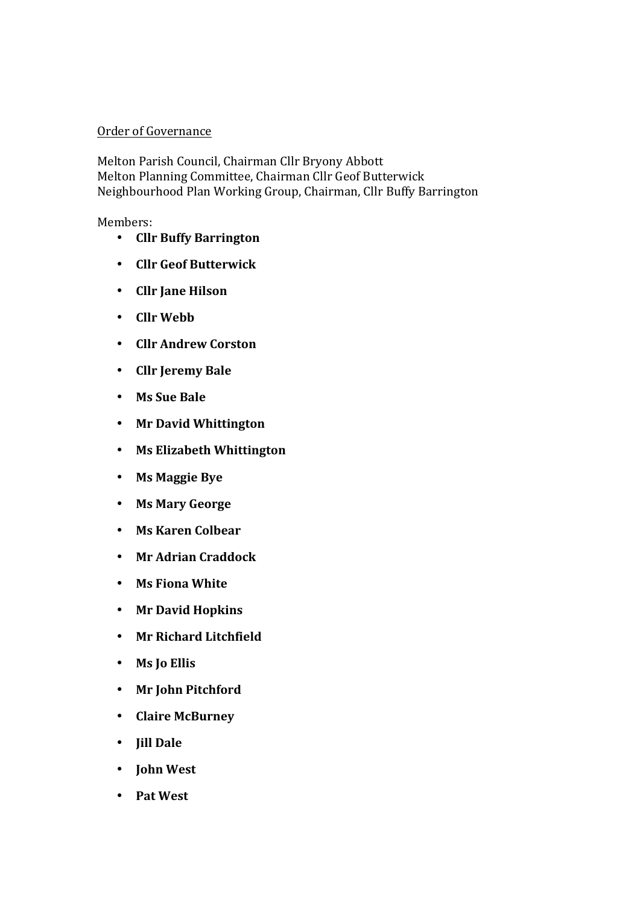<u>Order of Governance</u>

Melton Parish Council, Chairman Cllr Bryony Abbott
Melton Planning Committee, Chairman Cllr Geof Butterwick
Neighbourhood Plan Working Group, Chairman, Cllr Buffy Barrington

Members:

- **Cllr Buffy Barrington**
- **Cllr Geof Butterwick**
- **Cllr Jane Hilson**
- **Cllr Webb**
- **Cllr Andrew Corston**
- **Cllr Jeremy Bale**
- **Ms Sue Bale**
- **Mr David Whittington**
- **Ms Elizabeth Whittington**
- **Ms Maggie Bye**
- **Ms Mary George**
- **Ms Karen Colbear**
- **Mr Adrian Craddock**
- **Ms Fiona White**
- **Mr David Hopkins**
- **Mr Richard Litchfield**
- **Ms Jo Ellis**
- **Mr John Pitchford**
- **Claire McBurney**
- **Jill Dale**
- **John West**
- **Pat West**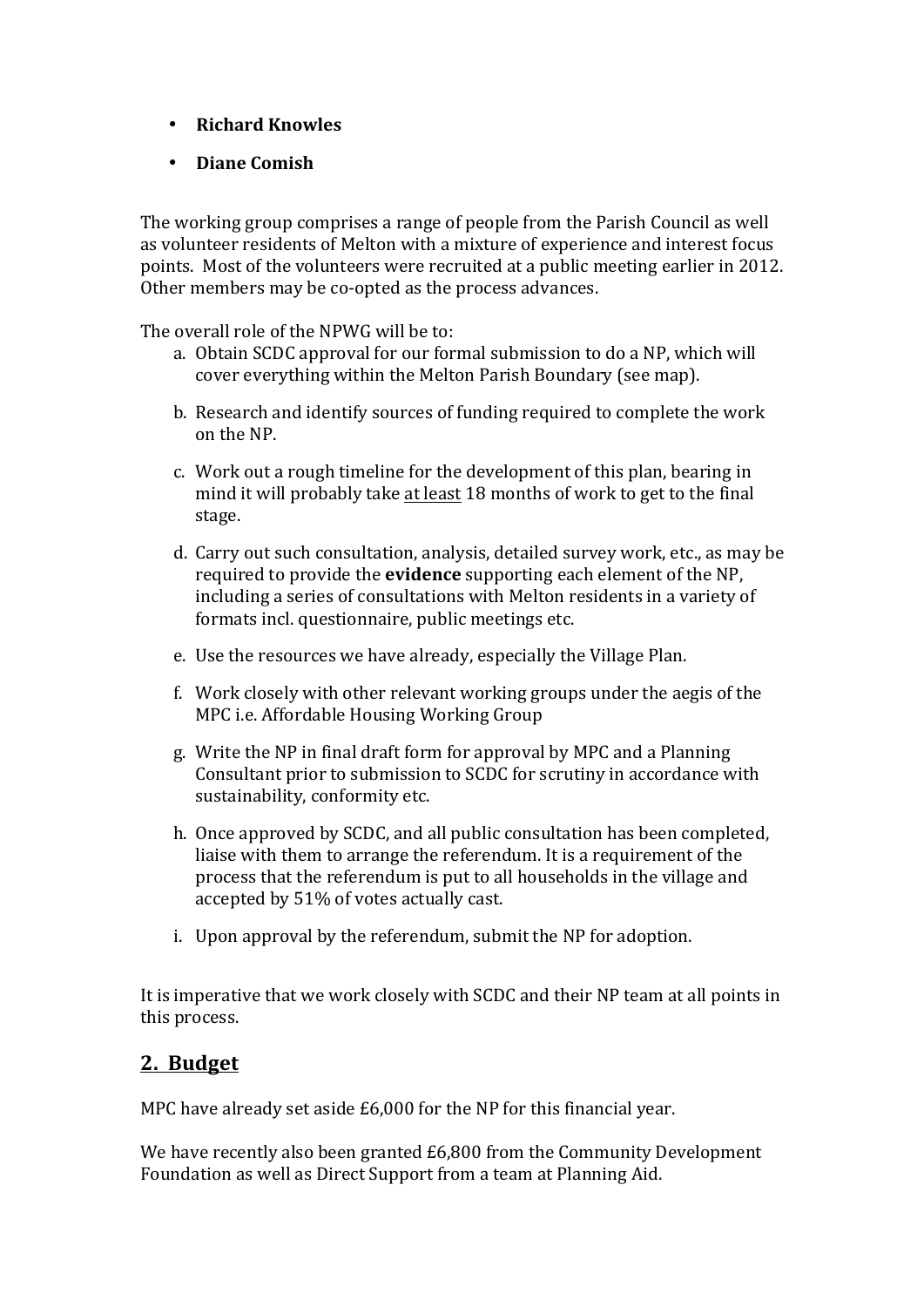- **Richard Knowles**
- **Diane Comish**

The working group comprises a range of people from the Parish Council as well as volunteer residents of Melton with a mixture of experience and interest focus points. Most of the volunteers were recruited at a public meeting earlier in 2012. Other members may be co-opted as the process advances.

The overall role of the NPWG will be to:

a. Obtain SCDC approval for our formal submission to do a NP, which will cover everything within the Melton Parish Boundary (see map).

b. Research and identify sources of funding required to complete the work on the NP.

c. Work out a rough timeline for the development of this plan, bearing in mind it will probably take <u>at least</u> 18 months of work to get to the final stage.

d. Carry out such consultation, analysis, detailed survey work, etc., as may be required to provide the **evidence** supporting each element of the NP, including a series of consultations with Melton residents in a variety of formats incl. questionnaire, public meetings etc.

e. Use the resources we have already, especially the Village Plan.

f. Work closely with other relevant working groups under the aegis of the MPC i.e. Affordable Housing Working Group

g. Write the NP in final draft form for approval by MPC and a Planning Consultant prior to submission to SCDC for scrutiny in accordance with sustainability, conformity etc.

h. Once approved by SCDC, and all public consultation has been completed, liaise with them to arrange the referendum. It is a requirement of the process that the referendum is put to all households in the village and accepted by 51% of votes actually cast.

i. Upon approval by the referendum, submit the NP for adoption.

It is imperative that we work closely with SCDC and their NP team at all points in this process.

## 2. Budget

MPC have already set aside £6,000 for the NP for this financial year.

We have recently also been granted £6,800 from the Community Development Foundation as well as Direct Support from a team at Planning Aid.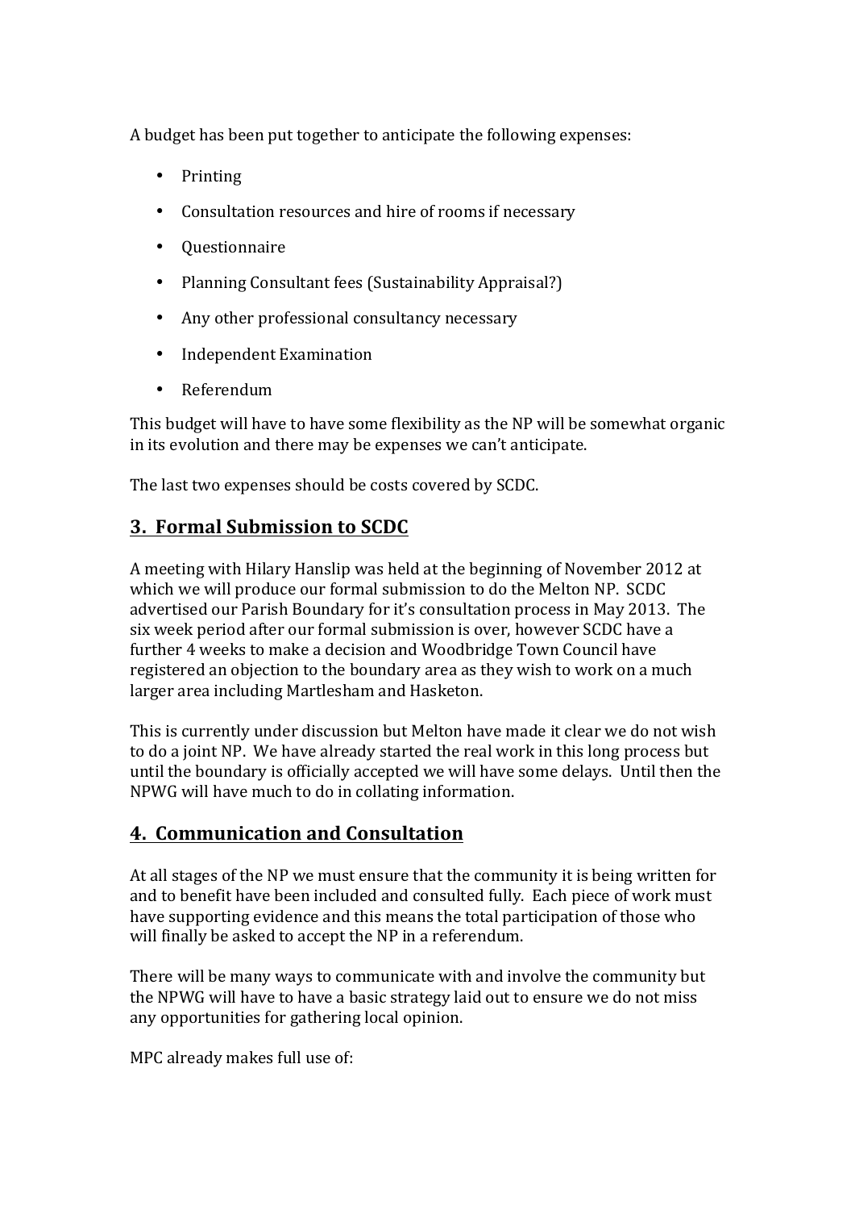A budget has been put together to anticipate the following expenses:

- Printing
- Consultation resources and hire of rooms if necessary
- Questionnaire
- Planning Consultant fees (Sustainability Appraisal?)
- Any other professional consultancy necessary
- Independent Examination
- Referendum

This budget will have to have some flexibility as the NP will be somewhat organic in its evolution and there may be expenses we can't anticipate.

The last two expenses should be costs covered by SCDC.

## 3. Formal Submission to SCDC

A meeting with Hilary Hanslip was held at the beginning of November 2012 at which we will produce our formal submission to do the Melton NP. SCDC advertised our Parish Boundary for it's consultation process in May 2013. The six week period after our formal submission is over, however SCDC have a further 4 weeks to make a decision and Woodbridge Town Council have registered an objection to the boundary area as they wish to work on a much larger area including Martlesham and Hasketon.

This is currently under discussion but Melton have made it clear we do not wish to do a joint NP. We have already started the real work in this long process but until the boundary is officially accepted we will have some delays. Until then the NPWG will have much to do in collating information.

## 4. Communication and Consultation

At all stages of the NP we must ensure that the community it is being written for and to benefit have been included and consulted fully. Each piece of work must have supporting evidence and this means the total participation of those who will finally be asked to accept the NP in a referendum.

There will be many ways to communicate with and involve the community but the NPWG will have to have a basic strategy laid out to ensure we do not miss any opportunities for gathering local opinion.

MPC already makes full use of: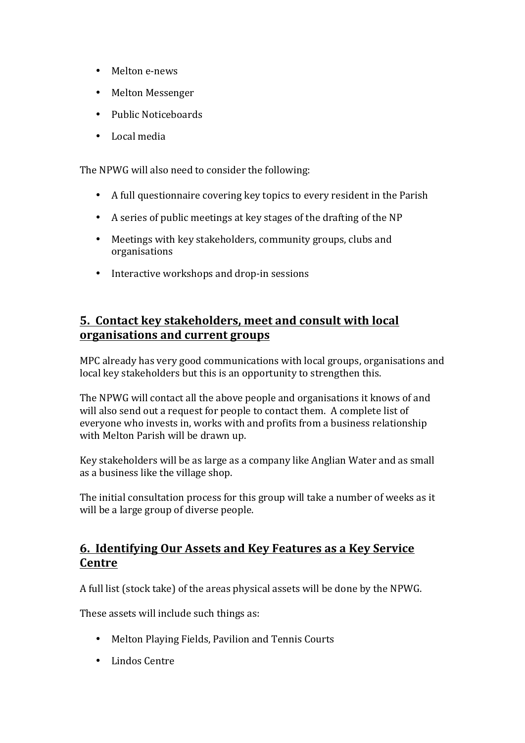- Melton e-news
- Melton Messenger
- Public Noticeboards
- Local media

The NPWG will also need to consider the following:

- A full questionnaire covering key topics to every resident in the Parish
- A series of public meetings at key stages of the drafting of the NP
- Meetings with key stakeholders, community groups, clubs and organisations
- Interactive workshops and drop-in sessions

## 5. Contact key stakeholders, meet and consult with local organisations and current groups

MPC already has very good communications with local groups, organisations and local key stakeholders but this is an opportunity to strengthen this.

The NPWG will contact all the above people and organisations it knows of and will also send out a request for people to contact them. A complete list of everyone who invests in, works with and profits from a business relationship with Melton Parish will be drawn up.

Key stakeholders will be as large as a company like Anglian Water and as small as a business like the village shop.

The initial consultation process for this group will take a number of weeks as it will be a large group of diverse people.

## 6. Identifying Our Assets and Key Features as a Key Service Centre

A full list (stock take) of the areas physical assets will be done by the NPWG.

These assets will include such things as:

- Melton Playing Fields, Pavilion and Tennis Courts
- Lindos Centre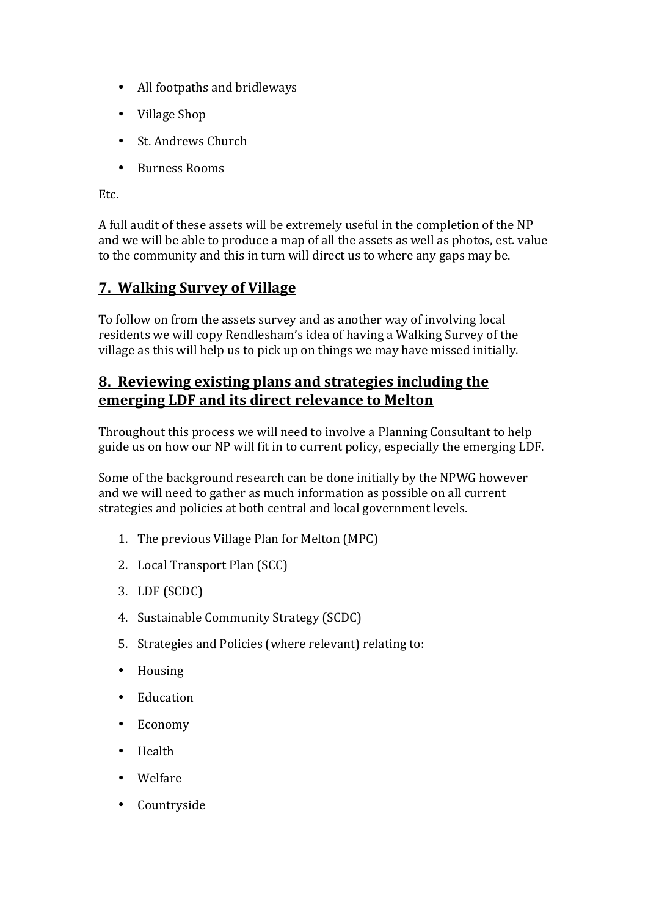- All footpaths and bridleways
- Village Shop
- St. Andrews Church
- Burness Rooms

Etc.

A full audit of these assets will be extremely useful in the completion of the NP and we will be able to produce a map of all the assets as well as photos, est. value to the community and this in turn will direct us to where any gaps may be.

## **7. Walking Survey of Village**

To follow on from the assets survey and as another way of involving local residents we will copy Rendlesham's idea of having a Walking Survey of the village as this will help us to pick up on things we may have missed initially.

## **8. Reviewing existing plans and strategies including the emerging LDF and its direct relevance to Melton**

Throughout this process we will need to involve a Planning Consultant to help guide us on how our NP will fit in to current policy, especially the emerging LDF.

Some of the background research can be done initially by the NPWG however and we will need to gather as much information as possible on all current strategies and policies at both central and local government levels.

1. The previous Village Plan for Melton (MPC)
2. Local Transport Plan (SCC)
3. LDF (SCDC)
4. Sustainable Community Strategy (SCDC)
5. Strategies and Policies (where relevant) relating to:

- Housing
- Education
- Economy
- Health
- Welfare
- Countryside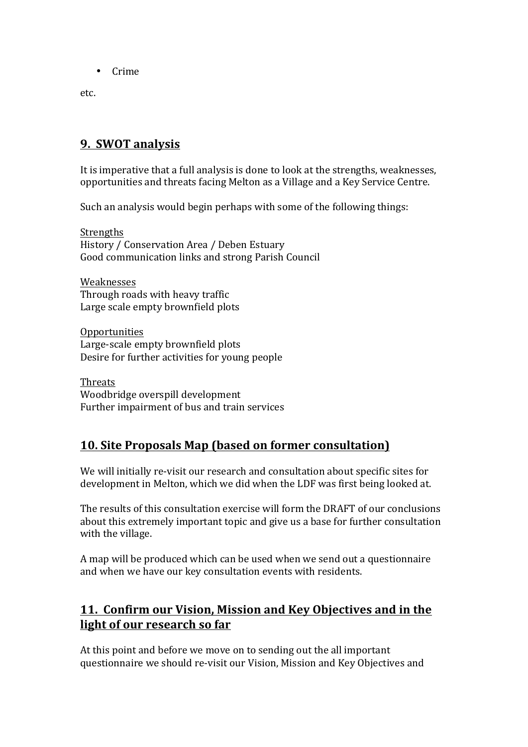- Crime

etc.

## 9. SWOT analysis

It is imperative that a full analysis is done to look at the strengths, weaknesses, opportunities and threats facing Melton as a Village and a Key Service Centre.

Such an analysis would begin perhaps with some of the following things:

Strengths
History / Conservation Area / Deben Estuary
Good communication links and strong Parish Council

Weaknesses
Through roads with heavy traffic
Large scale empty brownfield plots

Opportunities
Large-scale empty brownfield plots
Desire for further activities for young people

Threats
Woodbridge overspill development
Further impairment of bus and train services

## 10. Site Proposals Map (based on former consultation)

We will initially re-visit our research and consultation about specific sites for development in Melton, which we did when the LDF was first being looked at.

The results of this consultation exercise will form the DRAFT of our conclusions about this extremely important topic and give us a base for further consultation with the village.

A map will be produced which can be used when we send out a questionnaire and when we have our key consultation events with residents.

## 11. Confirm our Vision, Mission and Key Objectives and in the light of our research so far

At this point and before we move on to sending out the all important questionnaire we should re-visit our Vision, Mission and Key Objectives and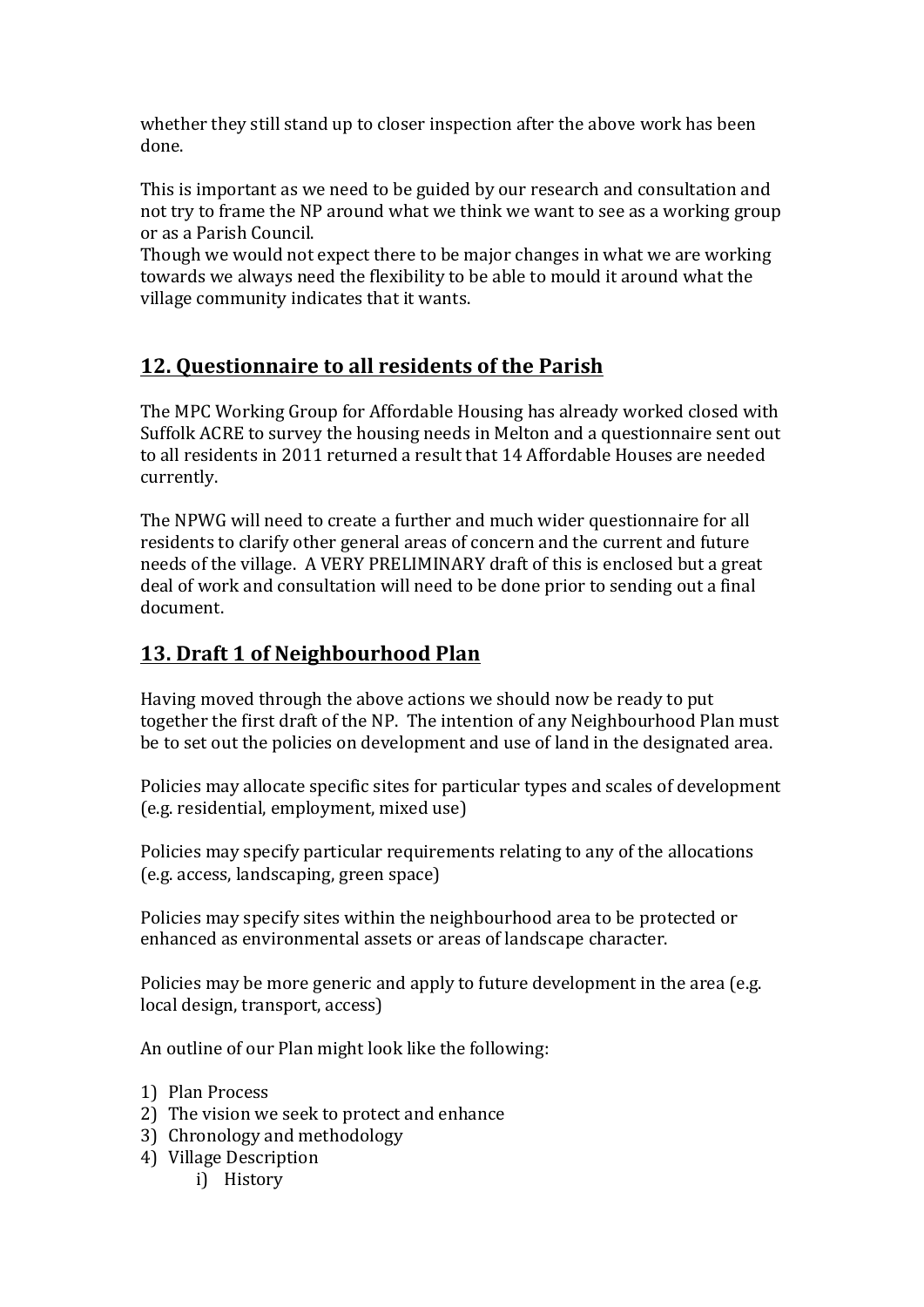whether they still stand up to closer inspection after the above work has been done.

This is important as we need to be guided by our research and consultation and not try to frame the NP around what we think we want to see as a working group or as a Parish Council.
Though we would not expect there to be major changes in what we are working towards we always need the flexibility to be able to mould it around what the village community indicates that it wants.

## 12. Questionnaire to all residents of the Parish

The MPC Working Group for Affordable Housing has already worked closed with Suffolk ACRE to survey the housing needs in Melton and a questionnaire sent out to all residents in 2011 returned a result that 14 Affordable Houses are needed currently.

The NPWG will need to create a further and much wider questionnaire for all residents to clarify other general areas of concern and the current and future needs of the village. A VERY PRELIMINARY draft of this is enclosed but a great deal of work and consultation will need to be done prior to sending out a final document.

## 13. Draft 1 of Neighbourhood Plan

Having moved through the above actions we should now be ready to put together the first draft of the NP. The intention of any Neighbourhood Plan must be to set out the policies on development and use of land in the designated area.

Policies may allocate specific sites for particular types and scales of development (e.g. residential, employment, mixed use)

Policies may specify particular requirements relating to any of the allocations (e.g. access, landscaping, green space)

Policies may specify sites within the neighbourhood area to be protected or enhanced as environmental assets or areas of landscape character.

Policies may be more generic and apply to future development in the area (e.g. local design, transport, access)

An outline of our Plan might look like the following:

1) Plan Process
2) The vision we seek to protect and enhance
3) Chronology and methodology
4) Village Description
    i) History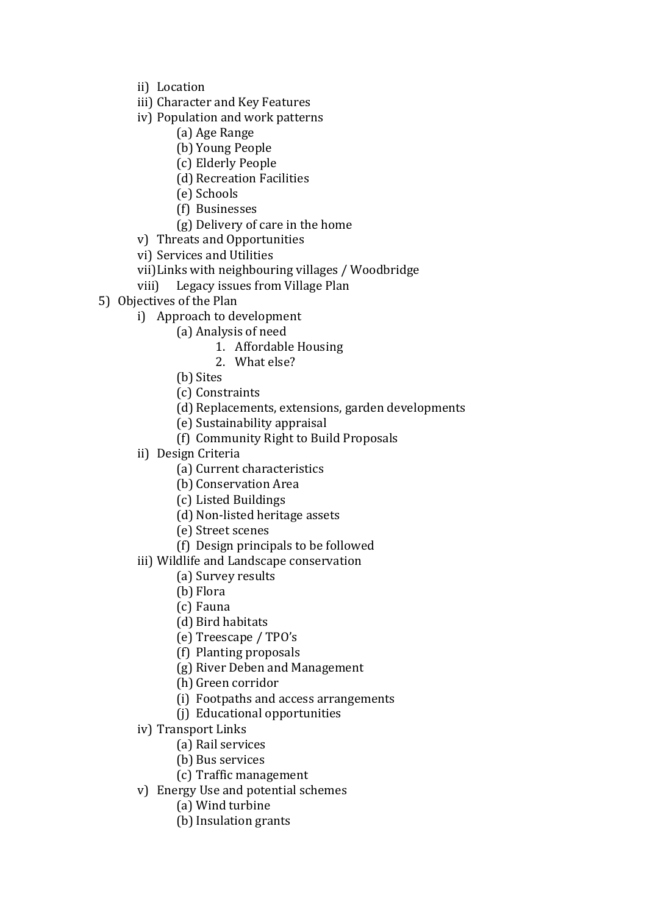- ii) Location
- iii) Character and Key Features
- iv) Population and work patterns
    - (a) Age Range
    - (b) Young People
    - (c) Elderly People
    - (d) Recreation Facilities
    - (e) Schools
    - (f) Businesses
    - (g) Delivery of care in the home
- v) Threats and Opportunities
- vi) Services and Utilities
- vii) Links with neighbouring villages / Woodbridge
- viii) Legacy issues from Village Plan

5) Objectives of the Plan
- i) Approach to development
    - (a) Analysis of need
        1. Affordable Housing
        2. What else?
    - (b) Sites
    - (c) Constraints
    - (d) Replacements, extensions, garden developments
    - (e) Sustainability appraisal
    - (f) Community Right to Build Proposals
- ii) Design Criteria
    - (a) Current characteristics
    - (b) Conservation Area
    - (c) Listed Buildings
    - (d) Non-listed heritage assets
    - (e) Street scenes
    - (f) Design principals to be followed
- iii) Wildlife and Landscape conservation
    - (a) Survey results
    - (b) Flora
    - (c) Fauna
    - (d) Bird habitats
    - (e) Treescape / TPO's
    - (f) Planting proposals
    - (g) River Deben and Management
    - (h) Green corridor
    - (i) Footpaths and access arrangements
    - (j) Educational opportunities
- iv) Transport Links
    - (a) Rail services
    - (b) Bus services
    - (c) Traffic management
- v) Energy Use and potential schemes
    - (a) Wind turbine
    - (b) Insulation grants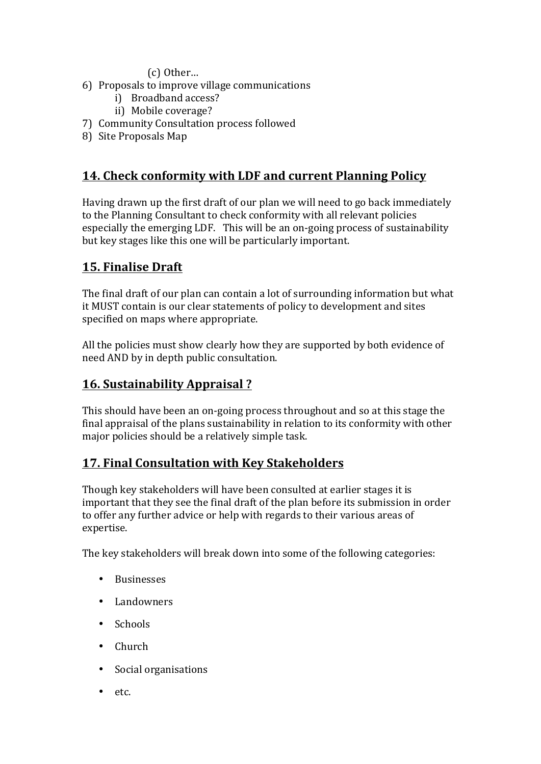(c) Other…

6) Proposals to improve village communications
   i) Broadband access?
   ii) Mobile coverage?
7) Community Consultation process followed
8) Site Proposals Map

## 14. Check conformity with LDF and current Planning Policy

Having drawn up the first draft of our plan we will need to go back immediately to the Planning Consultant to check conformity with all relevant policies especially the emerging LDF. This will be an on-going process of sustainability but key stages like this one will be particularly important.

## 15. Finalise Draft

The final draft of our plan can contain a lot of surrounding information but what it MUST contain is our clear statements of policy to development and sites specified on maps where appropriate.

All the policies must show clearly how they are supported by both evidence of need AND by in depth public consultation.

## 16. Sustainability Appraisal ?

This should have been an on-going process throughout and so at this stage the final appraisal of the plans sustainability in relation to its conformity with other major policies should be a relatively simple task.

## 17. Final Consultation with Key Stakeholders

Though key stakeholders will have been consulted at earlier stages it is important that they see the final draft of the plan before its submission in order to offer any further advice or help with regards to their various areas of expertise.

The key stakeholders will break down into some of the following categories:

- Businesses
- Landowners
- Schools
- Church
- Social organisations
- etc.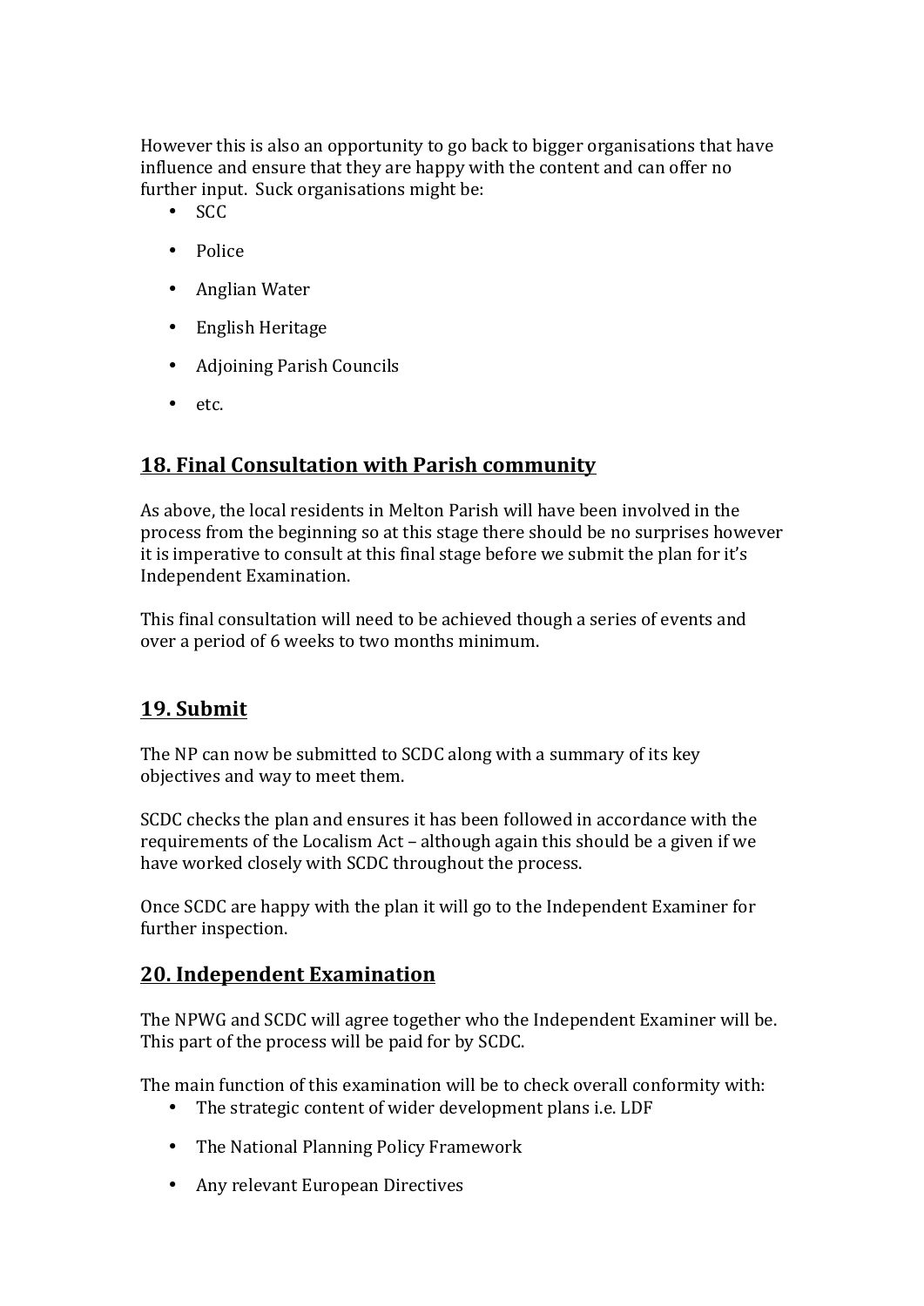However this is also an opportunity to go back to bigger organisations that have influence and ensure that they are happy with the content and can offer no further input. Suck organisations might be:

- SCC
- Police
- Anglian Water
- English Heritage
- Adjoining Parish Councils
- etc.

## 18. Final Consultation with Parish community

As above, the local residents in Melton Parish will have been involved in the process from the beginning so at this stage there should be no surprises however it is imperative to consult at this final stage before we submit the plan for it's Independent Examination.

This final consultation will need to be achieved though a series of events and over a period of 6 weeks to two months minimum.

## 19. Submit

The NP can now be submitted to SCDC along with a summary of its key objectives and way to meet them.

SCDC checks the plan and ensures it has been followed in accordance with the requirements of the Localism Act – although again this should be a given if we have worked closely with SCDC throughout the process.

Once SCDC are happy with the plan it will go to the Independent Examiner for further inspection.

## 20. Independent Examination

The NPWG and SCDC will agree together who the Independent Examiner will be. This part of the process will be paid for by SCDC.

The main function of this examination will be to check overall conformity with:

- The strategic content of wider development plans i.e. LDF
- The National Planning Policy Framework
- Any relevant European Directives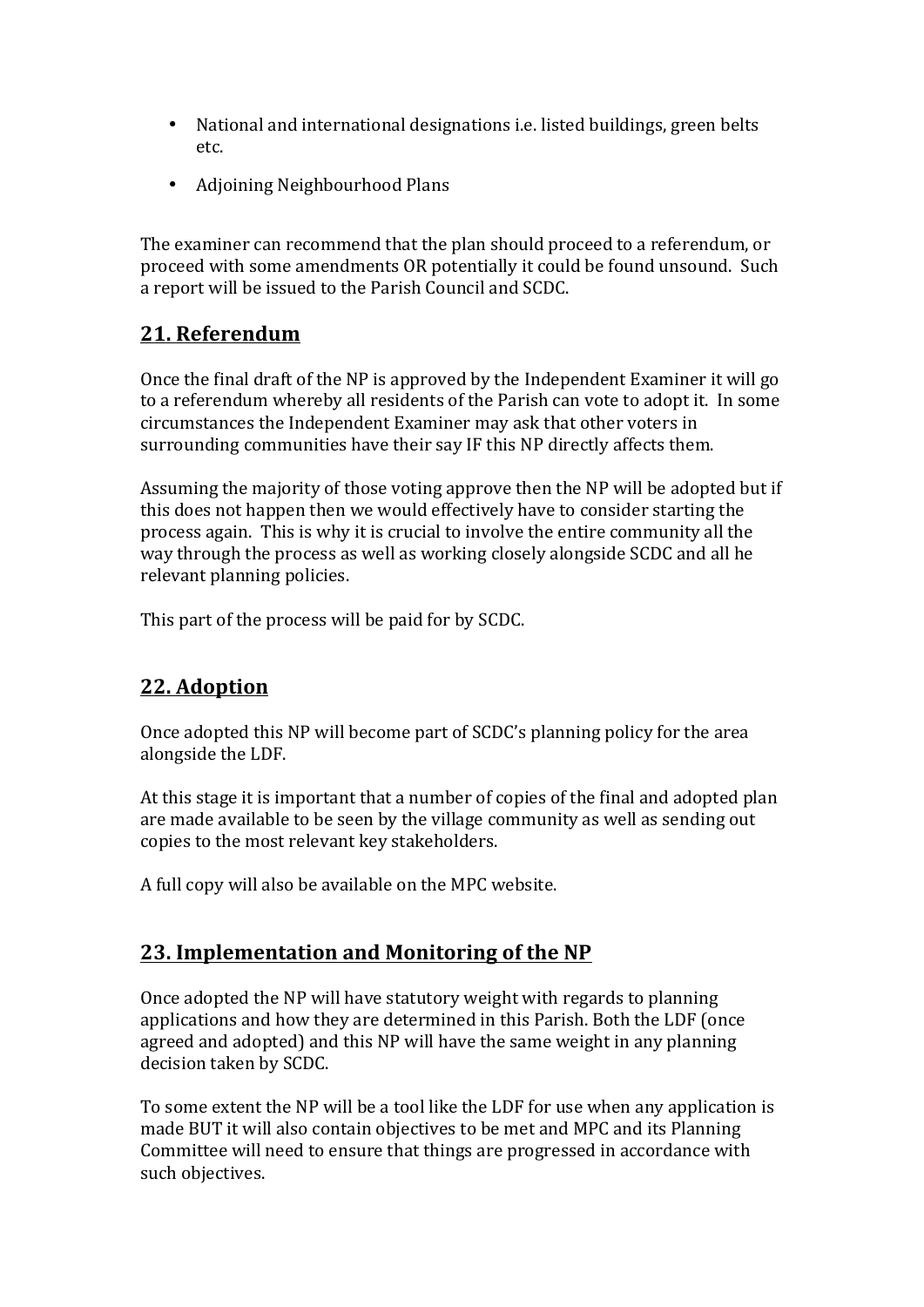- National and international designations i.e. listed buildings, green belts etc.
- Adjoining Neighbourhood Plans

The examiner can recommend that the plan should proceed to a referendum, or proceed with some amendments OR potentially it could be found unsound. Such a report will be issued to the Parish Council and SCDC.

## 21. Referendum

Once the final draft of the NP is approved by the Independent Examiner it will go to a referendum whereby all residents of the Parish can vote to adopt it. In some circumstances the Independent Examiner may ask that other voters in surrounding communities have their say IF this NP directly affects them.

Assuming the majority of those voting approve then the NP will be adopted but if this does not happen then we would effectively have to consider starting the process again. This is why it is crucial to involve the entire community all the way through the process as well as working closely alongside SCDC and all he relevant planning policies.

This part of the process will be paid for by SCDC.

## 22. Adoption

Once adopted this NP will become part of SCDC's planning policy for the area alongside the LDF.

At this stage it is important that a number of copies of the final and adopted plan are made available to be seen by the village community as well as sending out copies to the most relevant key stakeholders.

A full copy will also be available on the MPC website.

## 23. Implementation and Monitoring of the NP

Once adopted the NP will have statutory weight with regards to planning applications and how they are determined in this Parish. Both the LDF (once agreed and adopted) and this NP will have the same weight in any planning decision taken by SCDC.

To some extent the NP will be a tool like the LDF for use when any application is made BUT it will also contain objectives to be met and MPC and its Planning Committee will need to ensure that things are progressed in accordance with such objectives.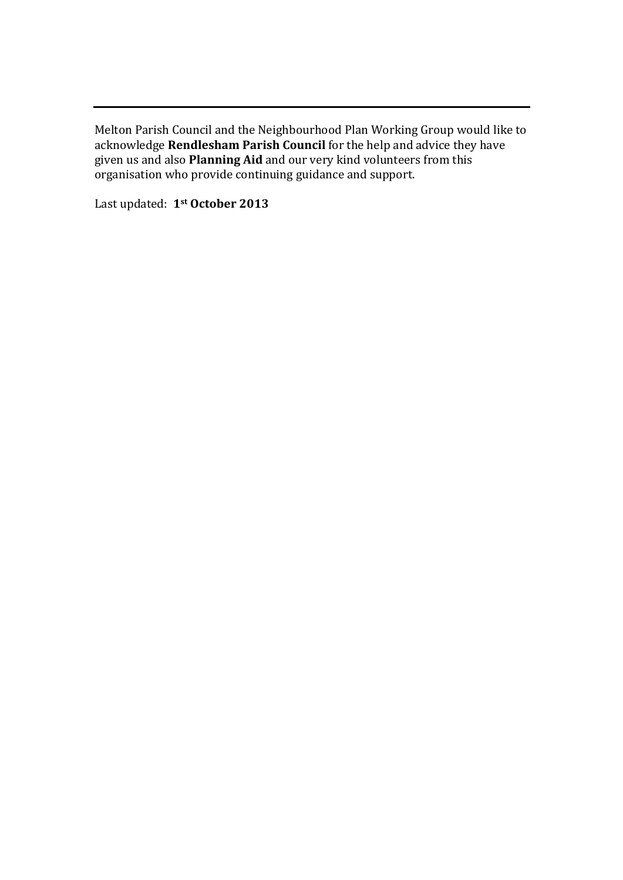---

Melton Parish Council and the Neighbourhood Plan Working Group would like to acknowledge **Rendlesham Parish Council** for the help and advice they have given us and also **Planning Aid** and our very kind volunteers from this organisation who provide continuing guidance and support.

Last updated: **1st October 2013**